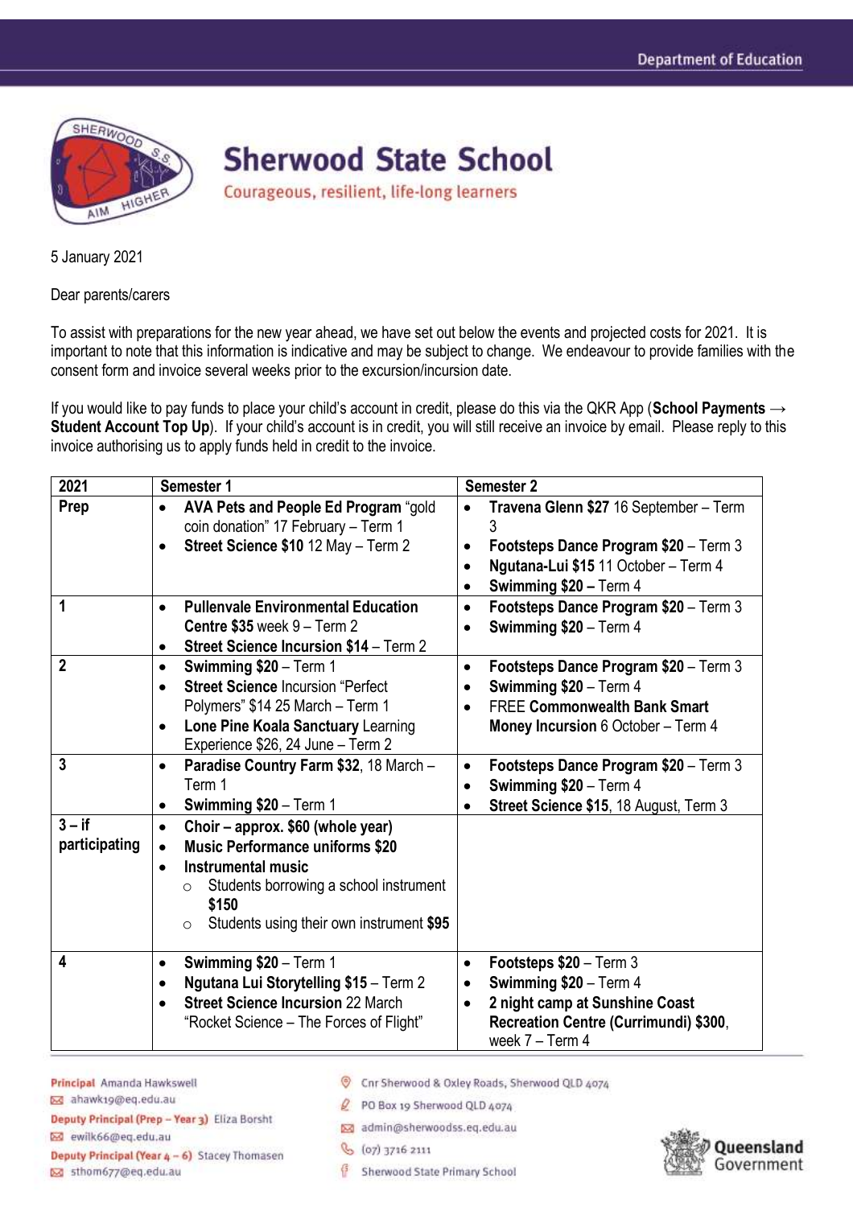Department of Education

# Sherwood State School

Courageous, resilient, life-long learners

5 January 2021

Dear parents/carers

To assist with preparations for the new year ahead, we have set out below the events and projected costs for 2021. It is important to note that this information is indicative and may be subject to change. We endeavour to provide families with the consent form and invoice several weeks prior to the excursion/incursion date.

If you would like to pay funds to place your child's account in credit, please do this via the QKR App (**School Payments → Student Account Top Up**). If your child's account is in credit, you will still receive an invoice by email. Please reply to this invoice authorising us to apply funds held in credit to the invoice.

| 2021 | Semester 1 | Semester 2 |
|---|---|---|
| **Prep** | • **AVA Pets and People Ed Program** "gold coin donation" 17 February – Term 1<br>• **Street Science $10** 12 May – Term 2 | • **Travena Glenn $27** 16 September – Term 3<br>• **Footsteps Dance Program $20** – Term 3<br>• **Ngutana-Lui $15** 11 October – Term 4<br>• **Swimming $20 –** Term 4 |
| **1** | • **Pullenvale Environmental Education Centre $35** week 9 – Term 2<br>• **Street Science Incursion $14** – Term 2 | • **Footsteps Dance Program $20** – Term 3<br>• **Swimming $20** – Term 4 |
| **2** | • **Swimming $20** – Term 1<br>• **Street Science** Incursion "Perfect Polymers" $14 25 March – Term 1<br>• **Lone Pine Koala Sanctuary** Learning Experience $26, 24 June – Term 2 | • **Footsteps Dance Program $20** – Term 3<br>• **Swimming $20** – Term 4<br>• FREE **Commonwealth Bank Smart Money Incursion** 6 October – Term 4 |
| **3** | • **Paradise Country Farm $32**, 18 March – Term 1<br>• **Swimming $20** – Term 1 | • **Footsteps Dance Program $20** – Term 3<br>• **Swimming $20** – Term 4<br>• **Street Science $15**, 18 August, Term 3 |
| **3 – if participating** | • **Choir – approx. $60 (whole year)**<br>• **Music Performance uniforms $20**<br>• **Instrumental music**<br>  ○ Students borrowing a school instrument **$150**<br>  ○ Students using their own instrument **$95** | |
| **4** | • **Swimming $20** – Term 1<br>• **Ngutana Lui Storytelling $15** – Term 2<br>• **Street Science Incursion** 22 March "Rocket Science – The Forces of Flight" | • **Footsteps $20** – Term 3<br>• **Swimming $20** – Term 4<br>• **2 night camp at Sunshine Coast Recreation Centre (Currimundi) $300**, week 7 – Term 4 |

**Principal** Amanda Hawkswell
ahawk19@eq.edu.au
**Deputy Principal (Prep – Year 3)** Eliza Borsht
ewilk66@eq.edu.au
**Deputy Principal (Year 4 – 6)** Stacey Thomasen
sthom677@eq.edu.au

Cnr Sherwood & Oxley Roads, Sherwood QLD 4074
PO Box 19 Sherwood QLD 4074
admin@sherwoodss.eq.edu.au
(07) 3716 2111
Sherwood State Primary School

Queensland Government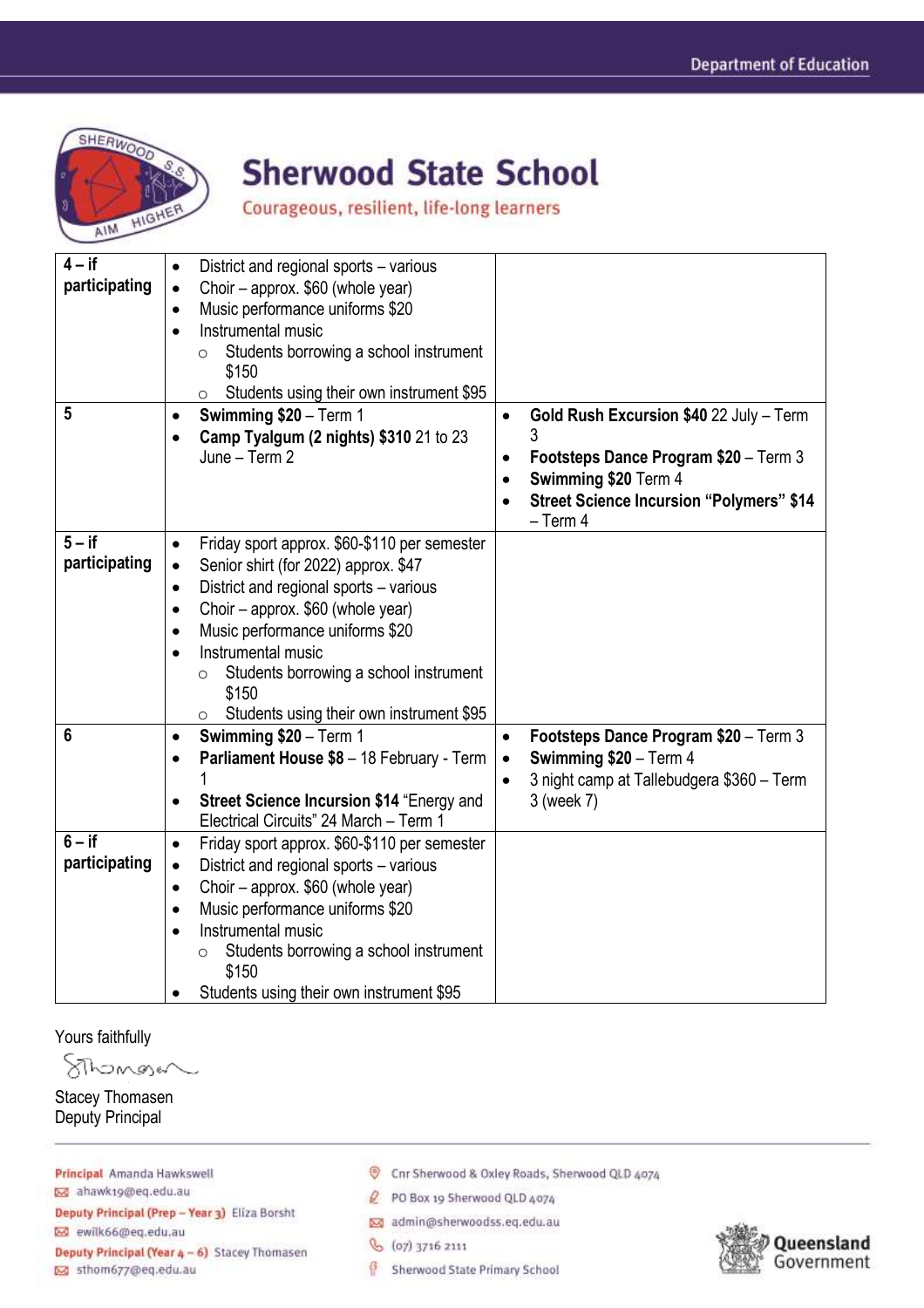# Sherwood State School

Courageous, resilient, life-long learners

| | | |
|---|---|---|
| **4 – if participating** | • District and regional sports – various<br>• Choir – approx. $60 (whole year)<br>• Music performance uniforms $20<br>• Instrumental music<br>  ○ Students borrowing a school instrument $150<br>  ○ Students using their own instrument $95 | |
| **5** | • **Swimming $20** – Term 1<br>• **Camp Tyalgum (2 nights) $310** 21 to 23 June – Term 2 | • **Gold Rush Excursion $40** 22 July – Term 3<br>• **Footsteps Dance Program $20** – Term 3<br>• **Swimming $20** Term 4<br>• **Street Science Incursion "Polymers" $14** – Term 4 |
| **5 – if participating** | • Friday sport approx. $60-$110 per semester<br>• Senior shirt (for 2022) approx. $47<br>• District and regional sports – various<br>• Choir – approx. $60 (whole year)<br>• Music performance uniforms $20<br>• Instrumental music<br>  ○ Students borrowing a school instrument $150<br>  ○ Students using their own instrument $95 | |
| **6** | • **Swimming $20** – Term 1<br>• **Parliament House $8** – 18 February - Term 1<br>• **Street Science Incursion $14** "Energy and Electrical Circuits" 24 March – Term 1 | • **Footsteps Dance Program $20** – Term 3<br>• **Swimming $20** – Term 4<br>• 3 night camp at Tallebudgera $360 – Term 3 (week 7) |
| **6 – if participating** | • Friday sport approx. $60-$110 per semester<br>• District and regional sports – various<br>• Choir – approx. $60 (whole year)<br>• Music performance uniforms $20<br>• Instrumental music<br>  ○ Students borrowing a school instrument $150<br>• Students using their own instrument $95 | |

Yours faithfully

Stacey Thomasen
Deputy Principal

**Principal** Amanda Hawkswell
ahawk19@eq.edu.au
**Deputy Principal (Prep – Year 3)** Eliza Borsht
ewilk66@eq.edu.au
**Deputy Principal (Year 4 – 6)** Stacey Thomasen
sthom677@eq.edu.au

Cnr Sherwood & Oxley Roads, Sherwood QLD 4074
PO Box 19 Sherwood QLD 4074
admin@sherwoodss.eq.edu.au
(07) 3716 2111
Sherwood State Primary School